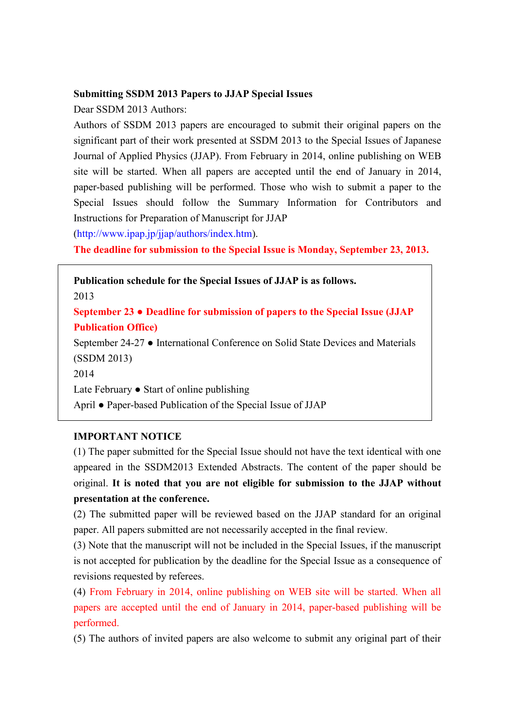**Submitting SSDM 2013 Papers to JJAP Special Issues**

Dear SSDM 2013 Authors:

Authors of SSDM 2013 papers are encouraged to submit their original papers on the significant part of their work presented at SSDM 2013 to the Special Issues of Japanese Journal of Applied Physics (JJAP). From February in 2014, online publishing on WEB site will be started. When all papers are accepted until the end of January in 2014, paper-based publishing will be performed. Those who wish to submit a paper to the Special Issues should follow the Summary Information for Contributors and Instructions for Preparation of Manuscript for JJAP (http://www.ipap.jp/jjap/authors/index.htm).

**The deadline for submission to the Special Issue is Monday, September 23, 2013.**

**Publication schedule for the Special Issues of JJAP is as follows.**

2013

**September 23 ● Deadline for submission of papers to the Special Issue (JJAP Publication Office)**

September 24-27 ● International Conference on Solid State Devices and Materials (SSDM 2013)

2014

Late February ● Start of online publishing

April ● Paper-based Publication of the Special Issue of JJAP

**IMPORTANT NOTICE**

(1) The paper submitted for the Special Issue should not have the text identical with one appeared in the SSDM2013 Extended Abstracts. The content of the paper should be original. **It is noted that you are not eligible for submission to the JJAP without presentation at the conference.**

(2) The submitted paper will be reviewed based on the JJAP standard for an original paper. All papers submitted are not necessarily accepted in the final review.

(3) Note that the manuscript will not be included in the Special Issues, if the manuscript is not accepted for publication by the deadline for the Special Issue as a consequence of revisions requested by referees.

(4) From February in 2014, online publishing on WEB site will be started. When all papers are accepted until the end of January in 2014, paper-based publishing will be performed.

(5) The authors of invited papers are also welcome to submit any original part of their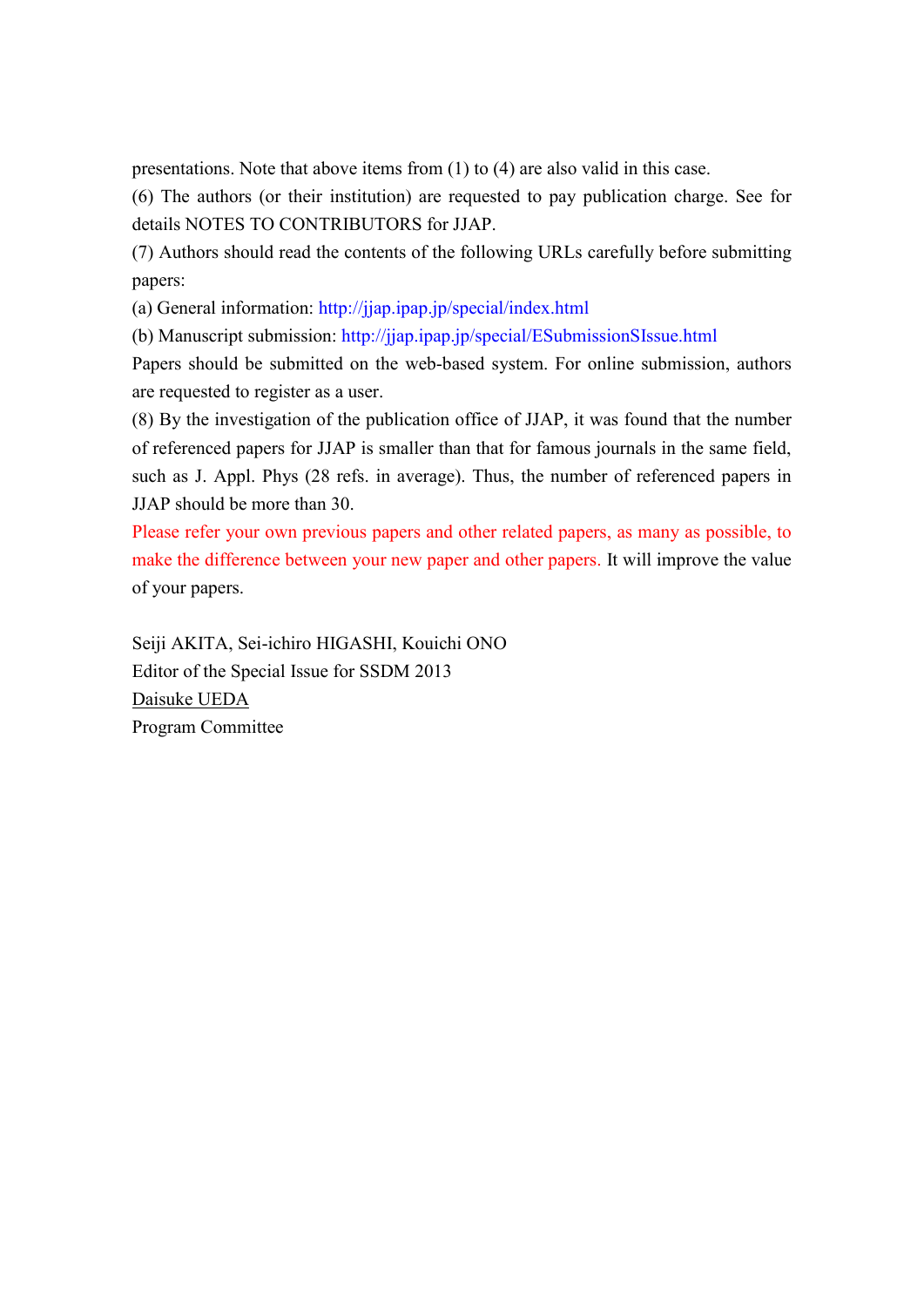presentations. Note that above items from (1) to (4) are also valid in this case.

(6) The authors (or their institution) are requested to pay publication charge. See for details NOTES TO CONTRIBUTORS for JJAP.

(7) Authors should read the contents of the following URLs carefully before submitting papers:

(a) General information: http://jjap.ipap.jp/special/index.html

(b) Manuscript submission: http://jjap.ipap.jp/special/ESubmissionSIssue.html

Papers should be submitted on the web-based system. For online submission, authors are requested to register as a user.

(8) By the investigation of the publication office of JJAP, it was found that the number of referenced papers for JJAP is smaller than that for famous journals in the same field, such as J. Appl. Phys (28 refs. in average). Thus, the number of referenced papers in JJAP should be more than 30.

Please refer your own previous papers and other related papers, as many as possible, to make the difference between your new paper and other papers. It will improve the value of your papers.

Seiji AKITA, Sei-ichiro HIGASHI, Kouichi ONO
Editor of the Special Issue for SSDM 2013
Daisuke UEDA
Program Committee